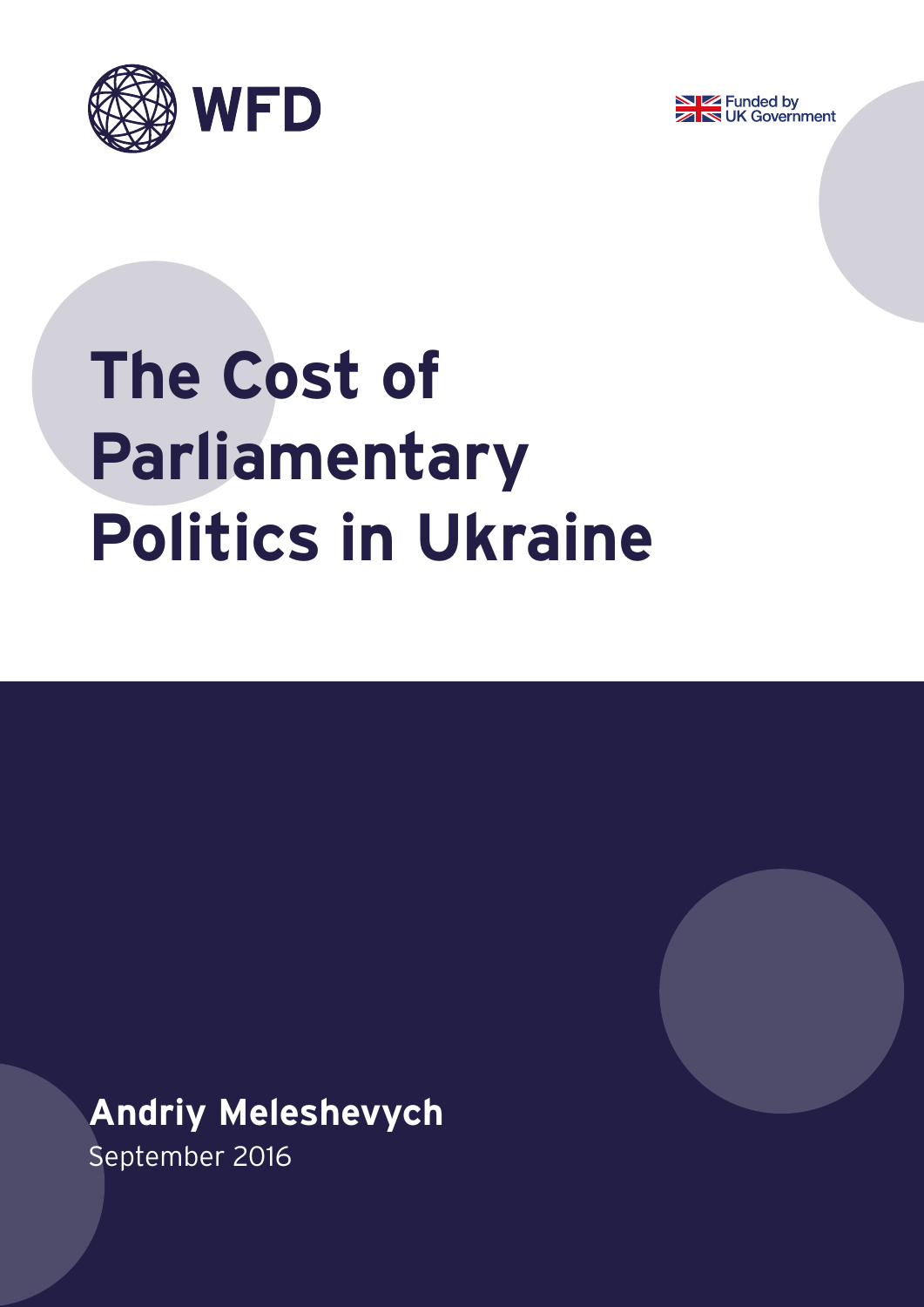WFD

Funded by UK Government

# The Cost of Parliamentary Politics in Ukraine

**Andriy Meleshevych**

September 2016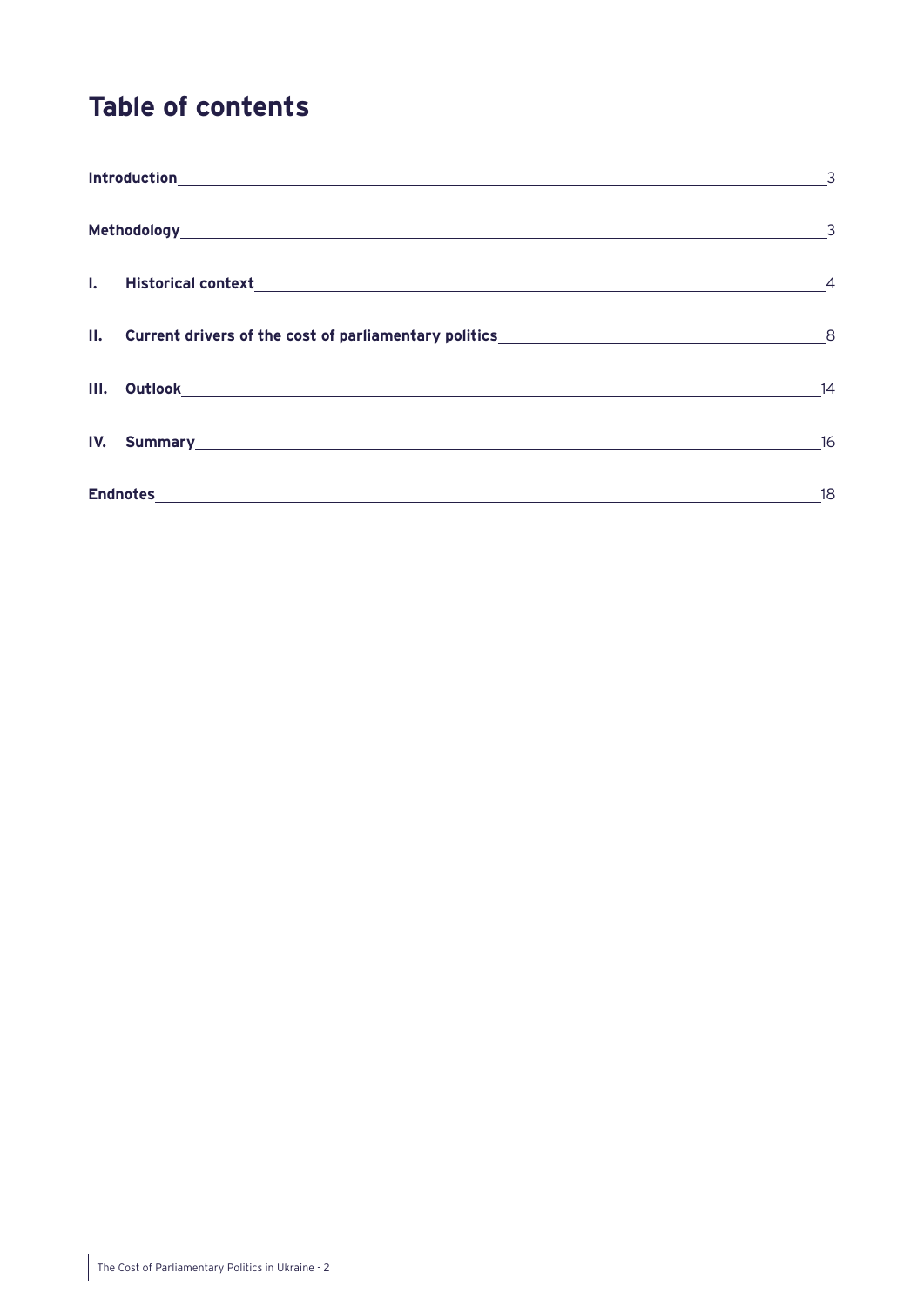# Table of contents

| | |
|---|---|
| **Introduction** | 3 |
| **Methodology** | 3 |
| **I. Historical context** | 4 |
| **II. Current drivers of the cost of parliamentary politics** | 8 |
| **III. Outlook** | 14 |
| **IV. Summary** | 16 |
| **Endnotes** | 18 |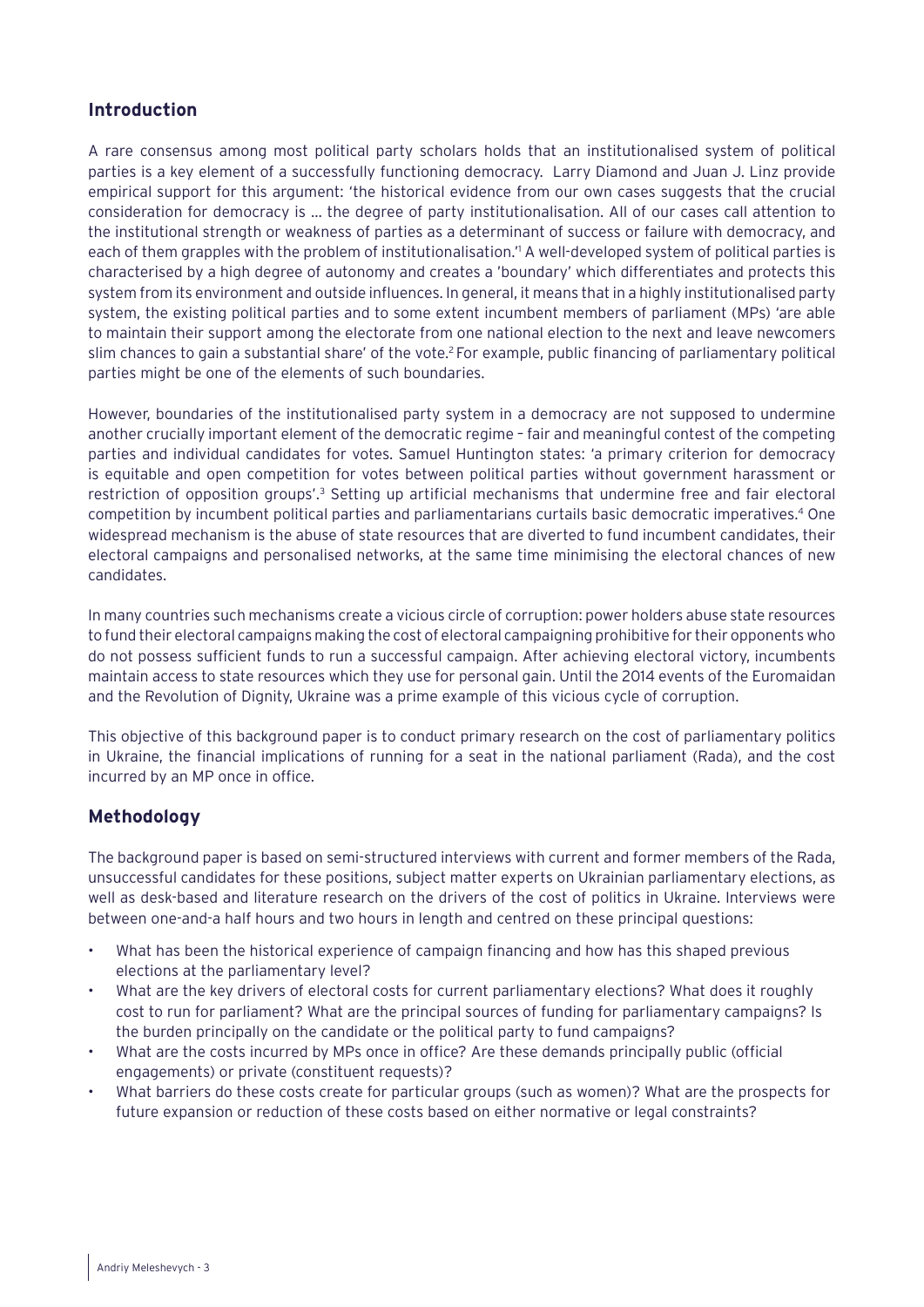## Introduction

A rare consensus among most political party scholars holds that an institutionalised system of political parties is a key element of a successfully functioning democracy. Larry Diamond and Juan J. Linz provide empirical support for this argument: 'the historical evidence from our own cases suggests that the crucial consideration for democracy is … the degree of party institutionalisation. All of our cases call attention to the institutional strength or weakness of parties as a determinant of success or failure with democracy, and each of them grapples with the problem of institutionalisation.'[1] A well-developed system of political parties is characterised by a high degree of autonomy and creates a 'boundary' which differentiates and protects this system from its environment and outside influences. In general, it means that in a highly institutionalised party system, the existing political parties and to some extent incumbent members of parliament (MPs) 'are able to maintain their support among the electorate from one national election to the next and leave newcomers slim chances to gain a substantial share' of the vote.[2] For example, public financing of parliamentary political parties might be one of the elements of such boundaries.

However, boundaries of the institutionalised party system in a democracy are not supposed to undermine another crucially important element of the democratic regime – fair and meaningful contest of the competing parties and individual candidates for votes. Samuel Huntington states: 'a primary criterion for democracy is equitable and open competition for votes between political parties without government harassment or restriction of opposition groups'.[3] Setting up artificial mechanisms that undermine free and fair electoral competition by incumbent political parties and parliamentarians curtails basic democratic imperatives.[4] One widespread mechanism is the abuse of state resources that are diverted to fund incumbent candidates, their electoral campaigns and personalised networks, at the same time minimising the electoral chances of new candidates.

In many countries such mechanisms create a vicious circle of corruption: power holders abuse state resources to fund their electoral campaigns making the cost of electoral campaigning prohibitive for their opponents who do not possess sufficient funds to run a successful campaign. After achieving electoral victory, incumbents maintain access to state resources which they use for personal gain. Until the 2014 events of the Euromaidan and the Revolution of Dignity, Ukraine was a prime example of this vicious cycle of corruption.

This objective of this background paper is to conduct primary research on the cost of parliamentary politics in Ukraine, the financial implications of running for a seat in the national parliament (Rada), and the cost incurred by an MP once in office.

## Methodology

The background paper is based on semi-structured interviews with current and former members of the Rada, unsuccessful candidates for these positions, subject matter experts on Ukrainian parliamentary elections, as well as desk-based and literature research on the drivers of the cost of politics in Ukraine. Interviews were between one-and-a half hours and two hours in length and centred on these principal questions:

- What has been the historical experience of campaign financing and how has this shaped previous elections at the parliamentary level?
- What are the key drivers of electoral costs for current parliamentary elections? What does it roughly cost to run for parliament? What are the principal sources of funding for parliamentary campaigns? Is the burden principally on the candidate or the political party to fund campaigns?
- What are the costs incurred by MPs once in office? Are these demands principally public (official engagements) or private (constituent requests)?
- What barriers do these costs create for particular groups (such as women)? What are the prospects for future expansion or reduction of these costs based on either normative or legal constraints?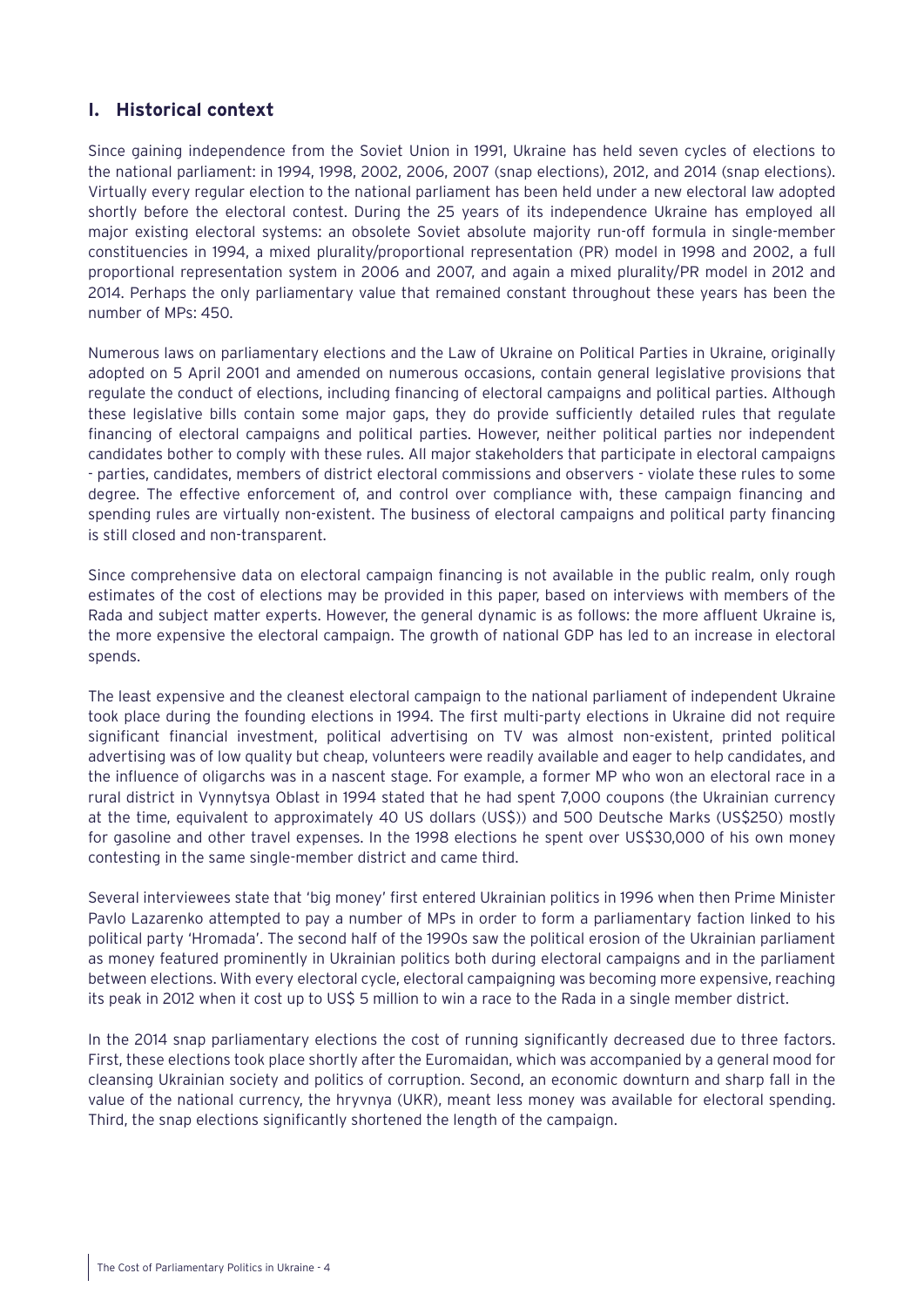## I. Historical context

Since gaining independence from the Soviet Union in 1991, Ukraine has held seven cycles of elections to the national parliament: in 1994, 1998, 2002, 2006, 2007 (snap elections), 2012, and 2014 (snap elections). Virtually every regular election to the national parliament has been held under a new electoral law adopted shortly before the electoral contest. During the 25 years of its independence Ukraine has employed all major existing electoral systems: an obsolete Soviet absolute majority run-off formula in single-member constituencies in 1994, a mixed plurality/proportional representation (PR) model in 1998 and 2002, a full proportional representation system in 2006 and 2007, and again a mixed plurality/PR model in 2012 and 2014. Perhaps the only parliamentary value that remained constant throughout these years has been the number of MPs: 450.

Numerous laws on parliamentary elections and the Law of Ukraine on Political Parties in Ukraine, originally adopted on 5 April 2001 and amended on numerous occasions, contain general legislative provisions that regulate the conduct of elections, including financing of electoral campaigns and political parties. Although these legislative bills contain some major gaps, they do provide sufficiently detailed rules that regulate financing of electoral campaigns and political parties. However, neither political parties nor independent candidates bother to comply with these rules. All major stakeholders that participate in electoral campaigns - parties, candidates, members of district electoral commissions and observers - violate these rules to some degree. The effective enforcement of, and control over compliance with, these campaign financing and spending rules are virtually non-existent. The business of electoral campaigns and political party financing is still closed and non-transparent.

Since comprehensive data on electoral campaign financing is not available in the public realm, only rough estimates of the cost of elections may be provided in this paper, based on interviews with members of the Rada and subject matter experts. However, the general dynamic is as follows: the more affluent Ukraine is, the more expensive the electoral campaign. The growth of national GDP has led to an increase in electoral spends.

The least expensive and the cleanest electoral campaign to the national parliament of independent Ukraine took place during the founding elections in 1994. The first multi-party elections in Ukraine did not require significant financial investment, political advertising on TV was almost non-existent, printed political advertising was of low quality but cheap, volunteers were readily available and eager to help candidates, and the influence of oligarchs was in a nascent stage. For example, a former MP who won an electoral race in a rural district in Vynnytsya Oblast in 1994 stated that he had spent 7,000 coupons (the Ukrainian currency at the time, equivalent to approximately 40 US dollars (US$)) and 500 Deutsche Marks (US$250) mostly for gasoline and other travel expenses. In the 1998 elections he spent over US$30,000 of his own money contesting in the same single-member district and came third.

Several interviewees state that 'big money' first entered Ukrainian politics in 1996 when then Prime Minister Pavlo Lazarenko attempted to pay a number of MPs in order to form a parliamentary faction linked to his political party 'Hromada'. The second half of the 1990s saw the political erosion of the Ukrainian parliament as money featured prominently in Ukrainian politics both during electoral campaigns and in the parliament between elections. With every electoral cycle, electoral campaigning was becoming more expensive, reaching its peak in 2012 when it cost up to US$ 5 million to win a race to the Rada in a single member district.

In the 2014 snap parliamentary elections the cost of running significantly decreased due to three factors. First, these elections took place shortly after the Euromaidan, which was accompanied by a general mood for cleansing Ukrainian society and politics of corruption. Second, an economic downturn and sharp fall in the value of the national currency, the hryvnya (UKR), meant less money was available for electoral spending. Third, the snap elections significantly shortened the length of the campaign.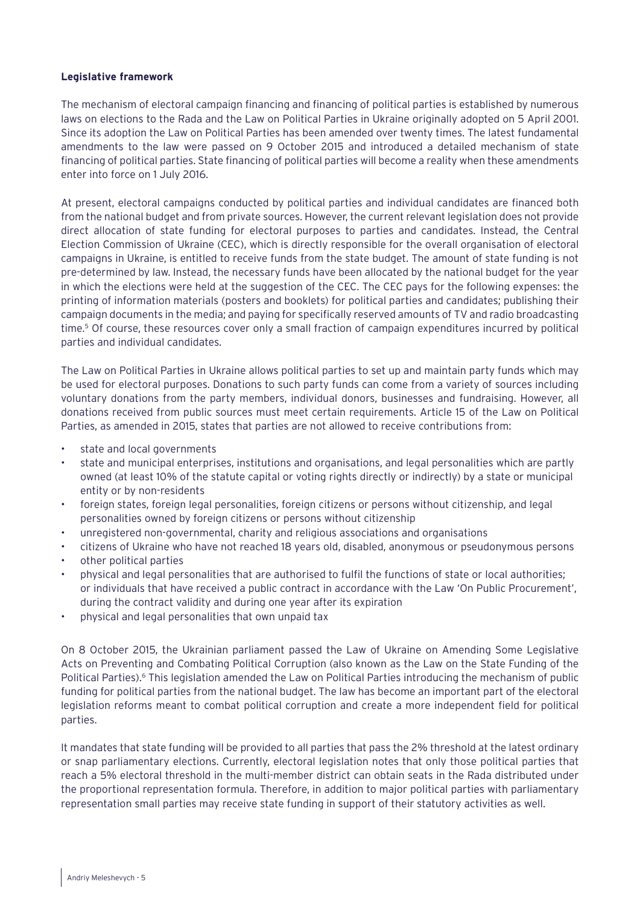**Legislative framework**

The mechanism of electoral campaign financing and financing of political parties is established by numerous laws on elections to the Rada and the Law on Political Parties in Ukraine originally adopted on 5 April 2001. Since its adoption the Law on Political Parties has been amended over twenty times. The latest fundamental amendments to the law were passed on 9 October 2015 and introduced a detailed mechanism of state financing of political parties. State financing of political parties will become a reality when these amendments enter into force on 1 July 2016.

At present, electoral campaigns conducted by political parties and individual candidates are financed both from the national budget and from private sources. However, the current relevant legislation does not provide direct allocation of state funding for electoral purposes to parties and candidates. Instead, the Central Election Commission of Ukraine (CEC), which is directly responsible for the overall organisation of electoral campaigns in Ukraine, is entitled to receive funds from the state budget. The amount of state funding is not pre-determined by law. Instead, the necessary funds have been allocated by the national budget for the year in which the elections were held at the suggestion of the CEC. The CEC pays for the following expenses: the printing of information materials (posters and booklets) for political parties and candidates; publishing their campaign documents in the media; and paying for specifically reserved amounts of TV and radio broadcasting time.[5] Of course, these resources cover only a small fraction of campaign expenditures incurred by political parties and individual candidates.

The Law on Political Parties in Ukraine allows political parties to set up and maintain party funds which may be used for electoral purposes. Donations to such party funds can come from a variety of sources including voluntary donations from the party members, individual donors, businesses and fundraising. However, all donations received from public sources must meet certain requirements. Article 15 of the Law on Political Parties, as amended in 2015, states that parties are not allowed to receive contributions from:

- state and local governments
- state and municipal enterprises, institutions and organisations, and legal personalities which are partly owned (at least 10% of the statute capital or voting rights directly or indirectly) by a state or municipal entity or by non-residents
- foreign states, foreign legal personalities, foreign citizens or persons without citizenship, and legal personalities owned by foreign citizens or persons without citizenship
- unregistered non-governmental, charity and religious associations and organisations
- citizens of Ukraine who have not reached 18 years old, disabled, anonymous or pseudonymous persons
- other political parties
- physical and legal personalities that are authorised to fulfil the functions of state or local authorities; or individuals that have received a public contract in accordance with the Law 'On Public Procurement', during the contract validity and during one year after its expiration
- physical and legal personalities that own unpaid tax

On 8 October 2015, the Ukrainian parliament passed the Law of Ukraine on Amending Some Legislative Acts on Preventing and Combating Political Corruption (also known as the Law on the State Funding of the Political Parties).[6] This legislation amended the Law on Political Parties introducing the mechanism of public funding for political parties from the national budget. The law has become an important part of the electoral legislation reforms meant to combat political corruption and create a more independent field for political parties.

It mandates that state funding will be provided to all parties that pass the 2% threshold at the latest ordinary or snap parliamentary elections. Currently, electoral legislation notes that only those political parties that reach a 5% electoral threshold in the multi-member district can obtain seats in the Rada distributed under the proportional representation formula. Therefore, in addition to major political parties with parliamentary representation small parties may receive state funding in support of their statutory activities as well.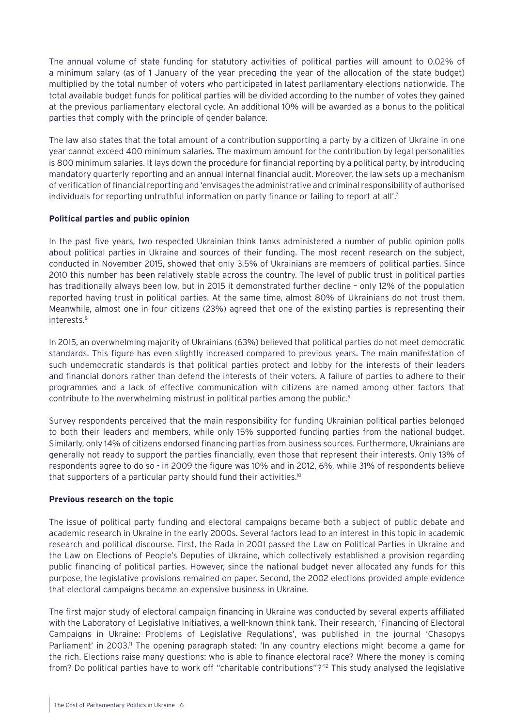The annual volume of state funding for statutory activities of political parties will amount to 0.02% of a minimum salary (as of 1 January of the year preceding the year of the allocation of the state budget) multiplied by the total number of voters who participated in latest parliamentary elections nationwide. The total available budget funds for political parties will be divided according to the number of votes they gained at the previous parliamentary electoral cycle. An additional 10% will be awarded as a bonus to the political parties that comply with the principle of gender balance.

The law also states that the total amount of a contribution supporting a party by a citizen of Ukraine in one year cannot exceed 400 minimum salaries. The maximum amount for the contribution by legal personalities is 800 minimum salaries. It lays down the procedure for financial reporting by a political party, by introducing mandatory quarterly reporting and an annual internal financial audit. Moreover, the law sets up a mechanism of verification of financial reporting and 'envisages the administrative and criminal responsibility of authorised individuals for reporting untruthful information on party finance or failing to report at all'.[7]

**Political parties and public opinion**

In the past five years, two respected Ukrainian think tanks administered a number of public opinion polls about political parties in Ukraine and sources of their funding. The most recent research on the subject, conducted in November 2015, showed that only 3.5% of Ukrainians are members of political parties. Since 2010 this number has been relatively stable across the country. The level of public trust in political parties has traditionally always been low, but in 2015 it demonstrated further decline – only 12% of the population reported having trust in political parties. At the same time, almost 80% of Ukrainians do not trust them. Meanwhile, almost one in four citizens (23%) agreed that one of the existing parties is representing their interests.[8]

In 2015, an overwhelming majority of Ukrainians (63%) believed that political parties do not meet democratic standards. This figure has even slightly increased compared to previous years. The main manifestation of such undemocratic standards is that political parties protect and lobby for the interests of their leaders and financial donors rather than defend the interests of their voters. A failure of parties to adhere to their programmes and a lack of effective communication with citizens are named among other factors that contribute to the overwhelming mistrust in political parties among the public.[9]

Survey respondents perceived that the main responsibility for funding Ukrainian political parties belonged to both their leaders and members, while only 15% supported funding parties from the national budget. Similarly, only 14% of citizens endorsed financing parties from business sources. Furthermore, Ukrainians are generally not ready to support the parties financially, even those that represent their interests. Only 13% of respondents agree to do so - in 2009 the figure was 10% and in 2012, 6%, while 31% of respondents believe that supporters of a particular party should fund their activities.[10]

**Previous research on the topic**

The issue of political party funding and electoral campaigns became both a subject of public debate and academic research in Ukraine in the early 2000s. Several factors lead to an interest in this topic in academic research and political discourse. First, the Rada in 2001 passed the Law on Political Parties in Ukraine and the Law on Elections of People's Deputies of Ukraine, which collectively established a provision regarding public financing of political parties. However, since the national budget never allocated any funds for this purpose, the legislative provisions remained on paper. Second, the 2002 elections provided ample evidence that electoral campaigns became an expensive business in Ukraine.

The first major study of electoral campaign financing in Ukraine was conducted by several experts affiliated with the Laboratory of Legislative Initiatives, a well-known think tank. Their research, 'Financing of Electoral Campaigns in Ukraine: Problems of Legislative Regulations', was published in the journal 'Chasopys Parliament' in 2003.[11] The opening paragraph stated: 'In any country elections might become a game for the rich. Elections raise many questions: who is able to finance electoral race? Where the money is coming from? Do political parties have to work off "charitable contributions"?'[12] This study analysed the legislative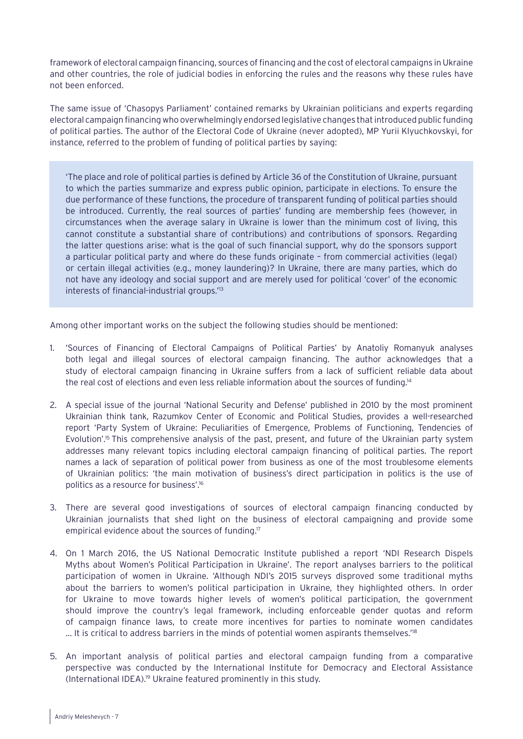framework of electoral campaign financing, sources of financing and the cost of electoral campaigns in Ukraine and other countries, the role of judicial bodies in enforcing the rules and the reasons why these rules have not been enforced.

The same issue of 'Chasopys Parliament' contained remarks by Ukrainian politicians and experts regarding electoral campaign financing who overwhelmingly endorsed legislative changes that introduced public funding of political parties. The author of the Electoral Code of Ukraine (never adopted), MP Yurii Klyuchkovskyi, for instance, referred to the problem of funding of political parties by saying:

> 'The place and role of political parties is defined by Article 36 of the Constitution of Ukraine, pursuant to which the parties summarize and express public opinion, participate in elections. To ensure the due performance of these functions, the procedure of transparent funding of political parties should be introduced. Currently, the real sources of parties' funding are membership fees (however, in circumstances when the average salary in Ukraine is lower than the minimum cost of living, this cannot constitute a substantial share of contributions) and contributions of sponsors. Regarding the latter questions arise: what is the goal of such financial support, why do the sponsors support a particular political party and where do these funds originate – from commercial activities (legal) or certain illegal activities (e.g., money laundering)? In Ukraine, there are many parties, which do not have any ideology and social support and are merely used for political 'cover' of the economic interests of financial-industrial groups.'[13]

Among other important works on the subject the following studies should be mentioned:

1. 'Sources of Financing of Electoral Campaigns of Political Parties' by Anatoliy Romanyuk analyses both legal and illegal sources of electoral campaign financing. The author acknowledges that a study of electoral campaign financing in Ukraine suffers from a lack of sufficient reliable data about the real cost of elections and even less reliable information about the sources of funding.[14]

2. A special issue of the journal 'National Security and Defense' published in 2010 by the most prominent Ukrainian think tank, Razumkov Center of Economic and Political Studies, provides a well-researched report 'Party System of Ukraine: Peculiarities of Emergence, Problems of Functioning, Tendencies of Evolution'.[15] This comprehensive analysis of the past, present, and future of the Ukrainian party system addresses many relevant topics including electoral campaign financing of political parties. The report names a lack of separation of political power from business as one of the most troublesome elements of Ukrainian politics: 'the main motivation of business's direct participation in politics is the use of politics as a resource for business'.[16]

3. There are several good investigations of sources of electoral campaign financing conducted by Ukrainian journalists that shed light on the business of electoral campaigning and provide some empirical evidence about the sources of funding.[17]

4. On 1 March 2016, the US National Democratic Institute published a report 'NDI Research Dispels Myths about Women's Political Participation in Ukraine'. The report analyses barriers to the political participation of women in Ukraine. 'Although NDI's 2015 surveys disproved some traditional myths about the barriers to women's political participation in Ukraine, they highlighted others. In order for Ukraine to move towards higher levels of women's political participation, the government should improve the country's legal framework, including enforceable gender quotas and reform of campaign finance laws, to create more incentives for parties to nominate women candidates … It is critical to address barriers in the minds of potential women aspirants themselves.'[18]

5. An important analysis of political parties and electoral campaign funding from a comparative perspective was conducted by the International Institute for Democracy and Electoral Assistance (International IDEA).[19] Ukraine featured prominently in this study.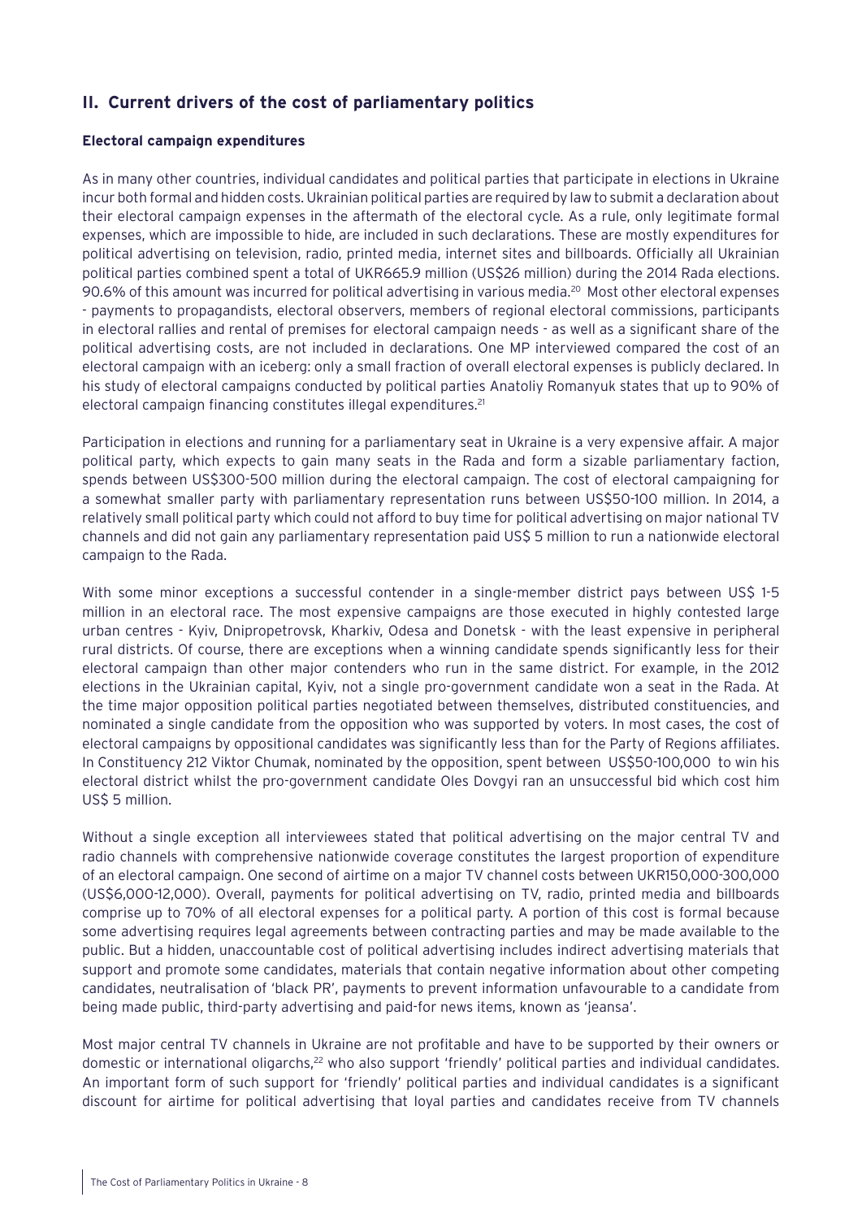## II. Current drivers of the cost of parliamentary politics

### Electoral campaign expenditures

As in many other countries, individual candidates and political parties that participate in elections in Ukraine incur both formal and hidden costs. Ukrainian political parties are required by law to submit a declaration about their electoral campaign expenses in the aftermath of the electoral cycle. As a rule, only legitimate formal expenses, which are impossible to hide, are included in such declarations. These are mostly expenditures for political advertising on television, radio, printed media, internet sites and billboards. Officially all Ukrainian political parties combined spent a total of UKR665.9 million (US$26 million) during the 2014 Rada elections. 90.6% of this amount was incurred for political advertising in various media.[20] Most other electoral expenses - payments to propagandists, electoral observers, members of regional electoral commissions, participants in electoral rallies and rental of premises for electoral campaign needs - as well as a significant share of the political advertising costs, are not included in declarations. One MP interviewed compared the cost of an electoral campaign with an iceberg: only a small fraction of overall electoral expenses is publicly declared. In his study of electoral campaigns conducted by political parties Anatoliy Romanyuk states that up to 90% of electoral campaign financing constitutes illegal expenditures.[21]

Participation in elections and running for a parliamentary seat in Ukraine is a very expensive affair. A major political party, which expects to gain many seats in the Rada and form a sizable parliamentary faction, spends between US$300-500 million during the electoral campaign. The cost of electoral campaigning for a somewhat smaller party with parliamentary representation runs between US$50-100 million. In 2014, a relatively small political party which could not afford to buy time for political advertising on major national TV channels and did not gain any parliamentary representation paid US$ 5 million to run a nationwide electoral campaign to the Rada.

With some minor exceptions a successful contender in a single-member district pays between US$ 1-5 million in an electoral race. The most expensive campaigns are those executed in highly contested large urban centres - Kyiv, Dnipropetrovsk, Kharkiv, Odesa and Donetsk - with the least expensive in peripheral rural districts. Of course, there are exceptions when a winning candidate spends significantly less for their electoral campaign than other major contenders who run in the same district. For example, in the 2012 elections in the Ukrainian capital, Kyiv, not a single pro-government candidate won a seat in the Rada. At the time major opposition political parties negotiated between themselves, distributed constituencies, and nominated a single candidate from the opposition who was supported by voters. In most cases, the cost of electoral campaigns by oppositional candidates was significantly less than for the Party of Regions affiliates. In Constituency 212 Viktor Chumak, nominated by the opposition, spent between US$50-100,000 to win his electoral district whilst the pro-government candidate Oles Dovgyi ran an unsuccessful bid which cost him US$ 5 million.

Without a single exception all interviewees stated that political advertising on the major central TV and radio channels with comprehensive nationwide coverage constitutes the largest proportion of expenditure of an electoral campaign. One second of airtime on a major TV channel costs between UKR150,000-300,000 (US$6,000-12,000). Overall, payments for political advertising on TV, radio, printed media and billboards comprise up to 70% of all electoral expenses for a political party. A portion of this cost is formal because some advertising requires legal agreements between contracting parties and may be made available to the public. But a hidden, unaccountable cost of political advertising includes indirect advertising materials that support and promote some candidates, materials that contain negative information about other competing candidates, neutralisation of 'black PR', payments to prevent information unfavourable to a candidate from being made public, third-party advertising and paid-for news items, known as 'jeansa'.

Most major central TV channels in Ukraine are not profitable and have to be supported by their owners or domestic or international oligarchs,[22] who also support 'friendly' political parties and individual candidates. An important form of such support for 'friendly' political parties and individual candidates is a significant discount for airtime for political advertising that loyal parties and candidates receive from TV channels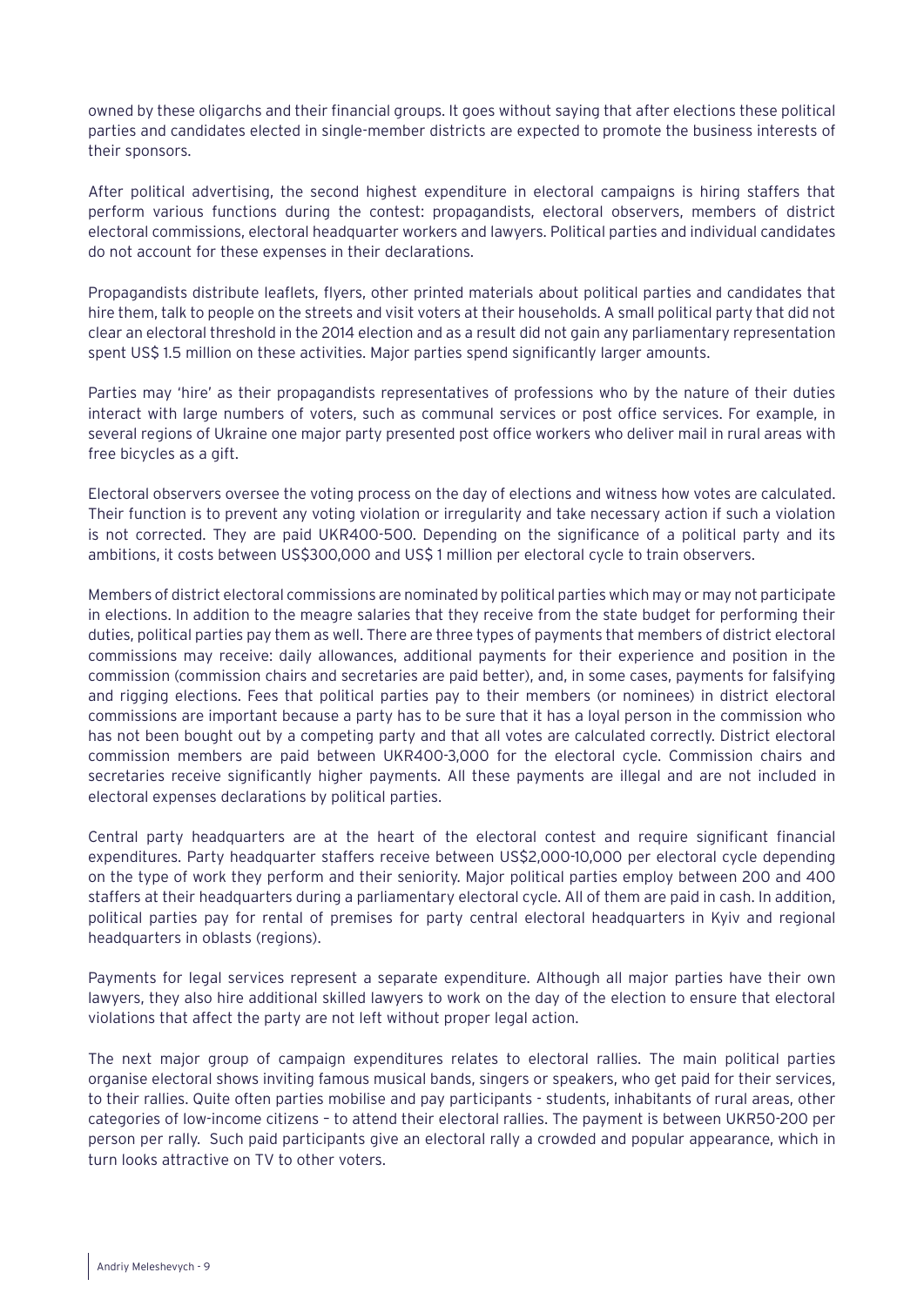owned by these oligarchs and their financial groups. It goes without saying that after elections these political parties and candidates elected in single-member districts are expected to promote the business interests of their sponsors.

After political advertising, the second highest expenditure in electoral campaigns is hiring staffers that perform various functions during the contest: propagandists, electoral observers, members of district electoral commissions, electoral headquarter workers and lawyers. Political parties and individual candidates do not account for these expenses in their declarations.

Propagandists distribute leaflets, flyers, other printed materials about political parties and candidates that hire them, talk to people on the streets and visit voters at their households. A small political party that did not clear an electoral threshold in the 2014 election and as a result did not gain any parliamentary representation spent US$ 1.5 million on these activities. Major parties spend significantly larger amounts.

Parties may 'hire' as their propagandists representatives of professions who by the nature of their duties interact with large numbers of voters, such as communal services or post office services. For example, in several regions of Ukraine one major party presented post office workers who deliver mail in rural areas with free bicycles as a gift.

Electoral observers oversee the voting process on the day of elections and witness how votes are calculated. Their function is to prevent any voting violation or irregularity and take necessary action if such a violation is not corrected. They are paid UKR400-500. Depending on the significance of a political party and its ambitions, it costs between US$300,000 and US$ 1 million per electoral cycle to train observers.

Members of district electoral commissions are nominated by political parties which may or may not participate in elections. In addition to the meagre salaries that they receive from the state budget for performing their duties, political parties pay them as well. There are three types of payments that members of district electoral commissions may receive: daily allowances, additional payments for their experience and position in the commission (commission chairs and secretaries are paid better), and, in some cases, payments for falsifying and rigging elections. Fees that political parties pay to their members (or nominees) in district electoral commissions are important because a party has to be sure that it has a loyal person in the commission who has not been bought out by a competing party and that all votes are calculated correctly. District electoral commission members are paid between UKR400-3,000 for the electoral cycle. Commission chairs and secretaries receive significantly higher payments. All these payments are illegal and are not included in electoral expenses declarations by political parties.

Central party headquarters are at the heart of the electoral contest and require significant financial expenditures. Party headquarter staffers receive between US$2,000-10,000 per electoral cycle depending on the type of work they perform and their seniority. Major political parties employ between 200 and 400 staffers at their headquarters during a parliamentary electoral cycle. All of them are paid in cash. In addition, political parties pay for rental of premises for party central electoral headquarters in Kyiv and regional headquarters in oblasts (regions).

Payments for legal services represent a separate expenditure. Although all major parties have their own lawyers, they also hire additional skilled lawyers to work on the day of the election to ensure that electoral violations that affect the party are not left without proper legal action.

The next major group of campaign expenditures relates to electoral rallies. The main political parties organise electoral shows inviting famous musical bands, singers or speakers, who get paid for their services, to their rallies. Quite often parties mobilise and pay participants - students, inhabitants of rural areas, other categories of low-income citizens – to attend their electoral rallies. The payment is between UKR50-200 per person per rally. Such paid participants give an electoral rally a crowded and popular appearance, which in turn looks attractive on TV to other voters.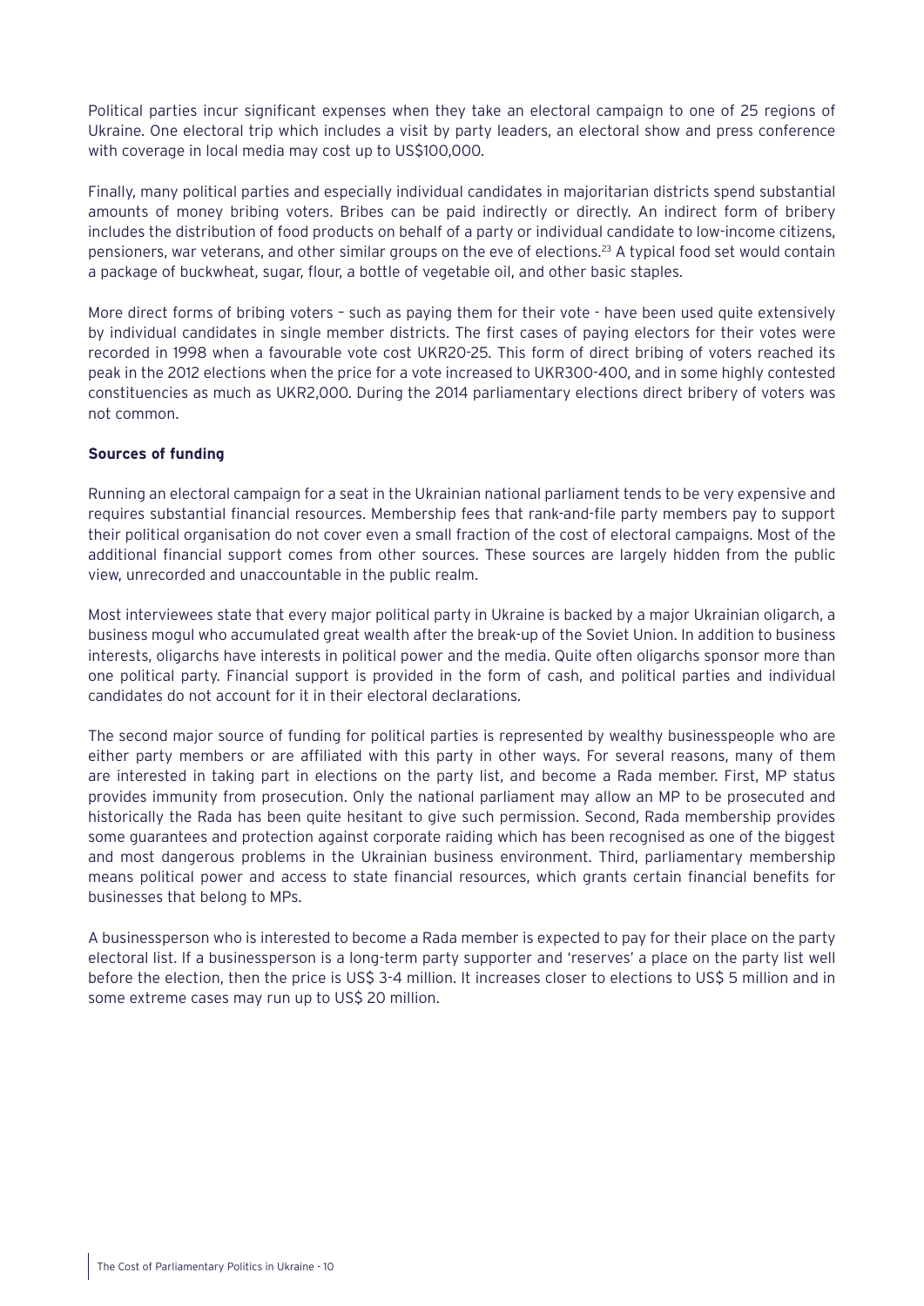Political parties incur significant expenses when they take an electoral campaign to one of 25 regions of Ukraine. One electoral trip which includes a visit by party leaders, an electoral show and press conference with coverage in local media may cost up to US$100,000.

Finally, many political parties and especially individual candidates in majoritarian districts spend substantial amounts of money bribing voters. Bribes can be paid indirectly or directly. An indirect form of bribery includes the distribution of food products on behalf of a party or individual candidate to low-income citizens, pensioners, war veterans, and other similar groups on the eve of elections.[23] A typical food set would contain a package of buckwheat, sugar, flour, a bottle of vegetable oil, and other basic staples.

More direct forms of bribing voters – such as paying them for their vote - have been used quite extensively by individual candidates in single member districts. The first cases of paying electors for their votes were recorded in 1998 when a favourable vote cost UKR20-25. This form of direct bribing of voters reached its peak in the 2012 elections when the price for a vote increased to UKR300-400, and in some highly contested constituencies as much as UKR2,000. During the 2014 parliamentary elections direct bribery of voters was not common.

**Sources of funding**

Running an electoral campaign for a seat in the Ukrainian national parliament tends to be very expensive and requires substantial financial resources. Membership fees that rank-and-file party members pay to support their political organisation do not cover even a small fraction of the cost of electoral campaigns. Most of the additional financial support comes from other sources. These sources are largely hidden from the public view, unrecorded and unaccountable in the public realm.

Most interviewees state that every major political party in Ukraine is backed by a major Ukrainian oligarch, a business mogul who accumulated great wealth after the break-up of the Soviet Union. In addition to business interests, oligarchs have interests in political power and the media. Quite often oligarchs sponsor more than one political party. Financial support is provided in the form of cash, and political parties and individual candidates do not account for it in their electoral declarations.

The second major source of funding for political parties is represented by wealthy businesspeople who are either party members or are affiliated with this party in other ways. For several reasons, many of them are interested in taking part in elections on the party list, and become a Rada member. First, MP status provides immunity from prosecution. Only the national parliament may allow an MP to be prosecuted and historically the Rada has been quite hesitant to give such permission. Second, Rada membership provides some guarantees and protection against corporate raiding which has been recognised as one of the biggest and most dangerous problems in the Ukrainian business environment. Third, parliamentary membership means political power and access to state financial resources, which grants certain financial benefits for businesses that belong to MPs.

A businessperson who is interested to become a Rada member is expected to pay for their place on the party electoral list. If a businessperson is a long-term party supporter and 'reserves' a place on the party list well before the election, then the price is US$ 3-4 million. It increases closer to elections to US$ 5 million and in some extreme cases may run up to US$ 20 million.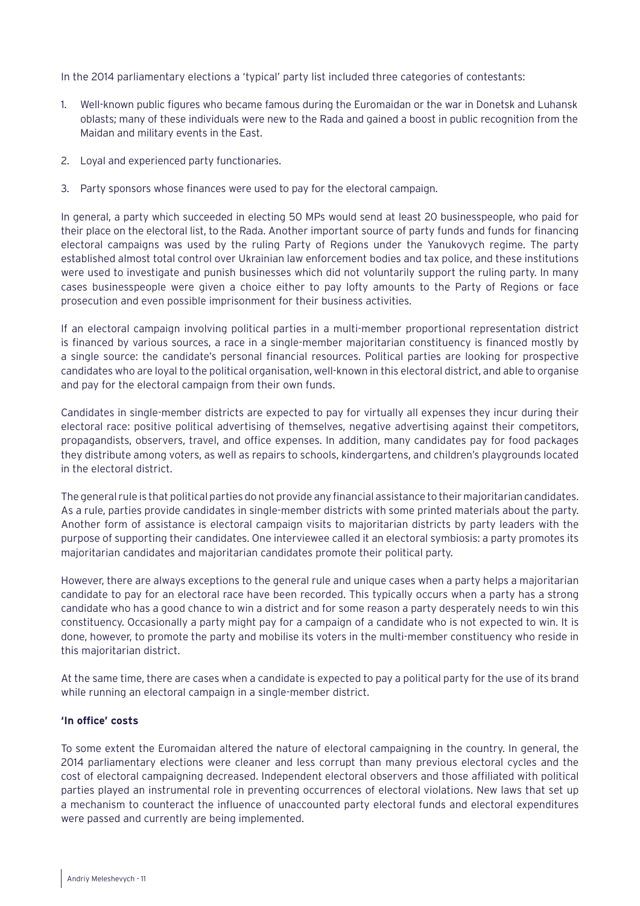In the 2014 parliamentary elections a 'typical' party list included three categories of contestants:

1. Well-known public figures who became famous during the Euromaidan or the war in Donetsk and Luhansk oblasts; many of these individuals were new to the Rada and gained a boost in public recognition from the Maidan and military events in the East.
2. Loyal and experienced party functionaries.
3. Party sponsors whose finances were used to pay for the electoral campaign.

In general, a party which succeeded in electing 50 MPs would send at least 20 businesspeople, who paid for their place on the electoral list, to the Rada. Another important source of party funds and funds for financing electoral campaigns was used by the ruling Party of Regions under the Yanukovych regime. The party established almost total control over Ukrainian law enforcement bodies and tax police, and these institutions were used to investigate and punish businesses which did not voluntarily support the ruling party. In many cases businesspeople were given a choice either to pay lofty amounts to the Party of Regions or face prosecution and even possible imprisonment for their business activities.

If an electoral campaign involving political parties in a multi-member proportional representation district is financed by various sources, a race in a single-member majoritarian constituency is financed mostly by a single source: the candidate's personal financial resources. Political parties are looking for prospective candidates who are loyal to the political organisation, well-known in this electoral district, and able to organise and pay for the electoral campaign from their own funds.

Candidates in single-member districts are expected to pay for virtually all expenses they incur during their electoral race: positive political advertising of themselves, negative advertising against their competitors, propagandists, observers, travel, and office expenses. In addition, many candidates pay for food packages they distribute among voters, as well as repairs to schools, kindergartens, and children's playgrounds located in the electoral district.

The general rule is that political parties do not provide any financial assistance to their majoritarian candidates. As a rule, parties provide candidates in single-member districts with some printed materials about the party. Another form of assistance is electoral campaign visits to majoritarian districts by party leaders with the purpose of supporting their candidates. One interviewee called it an electoral symbiosis: a party promotes its majoritarian candidates and majoritarian candidates promote their political party.

However, there are always exceptions to the general rule and unique cases when a party helps a majoritarian candidate to pay for an electoral race have been recorded. This typically occurs when a party has a strong candidate who has a good chance to win a district and for some reason a party desperately needs to win this constituency. Occasionally a party might pay for a campaign of a candidate who is not expected to win. It is done, however, to promote the party and mobilise its voters in the multi-member constituency who reside in this majoritarian district.

At the same time, there are cases when a candidate is expected to pay a political party for the use of its brand while running an electoral campaign in a single-member district.

**'In office' costs**

To some extent the Euromaidan altered the nature of electoral campaigning in the country. In general, the 2014 parliamentary elections were cleaner and less corrupt than many previous electoral cycles and the cost of electoral campaigning decreased. Independent electoral observers and those affiliated with political parties played an instrumental role in preventing occurrences of electoral violations. New laws that set up a mechanism to counteract the influence of unaccounted party electoral funds and electoral expenditures were passed and currently are being implemented.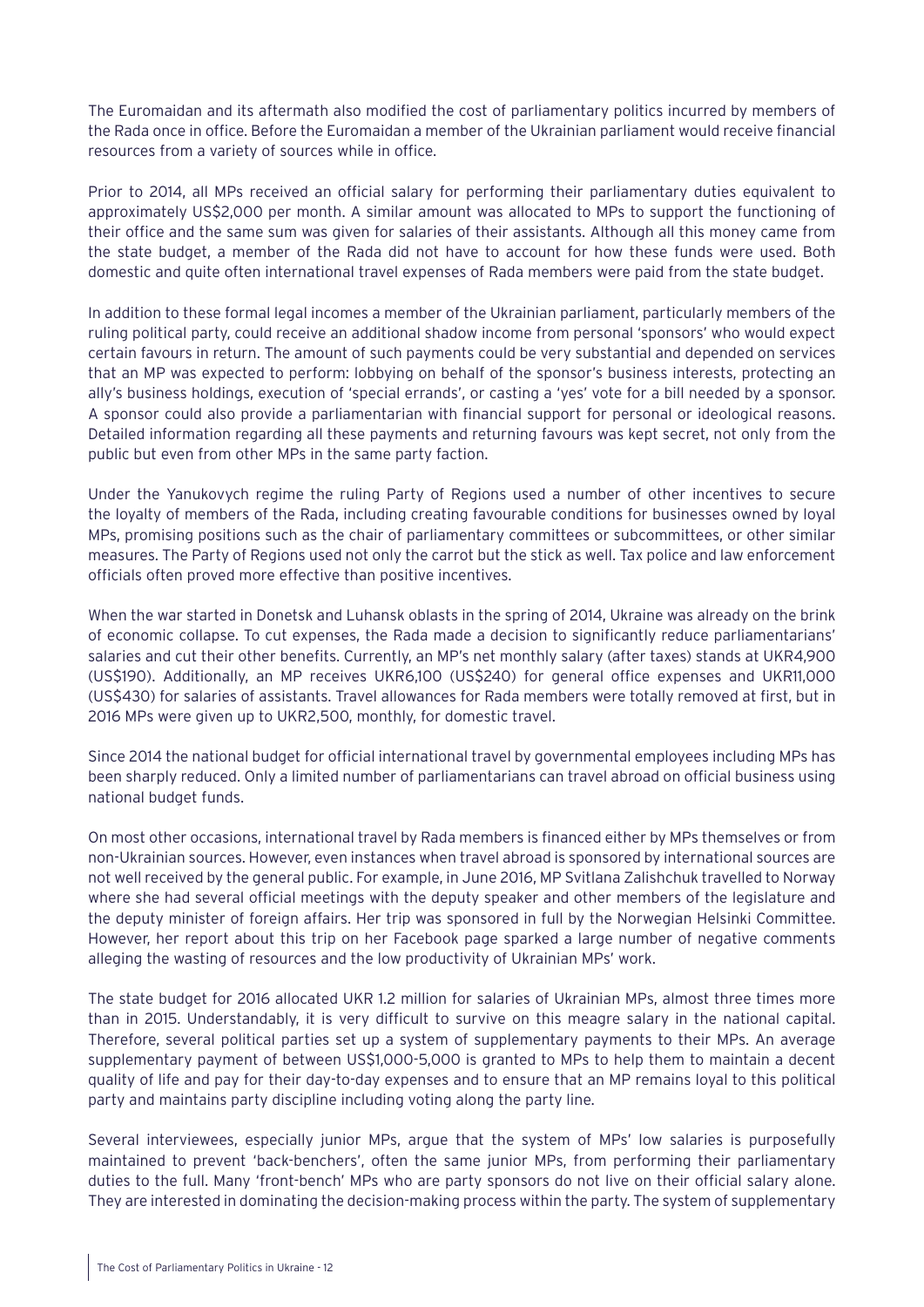The Euromaidan and its aftermath also modified the cost of parliamentary politics incurred by members of the Rada once in office. Before the Euromaidan a member of the Ukrainian parliament would receive financial resources from a variety of sources while in office.

Prior to 2014, all MPs received an official salary for performing their parliamentary duties equivalent to approximately US$2,000 per month. A similar amount was allocated to MPs to support the functioning of their office and the same sum was given for salaries of their assistants. Although all this money came from the state budget, a member of the Rada did not have to account for how these funds were used. Both domestic and quite often international travel expenses of Rada members were paid from the state budget.

In addition to these formal legal incomes a member of the Ukrainian parliament, particularly members of the ruling political party, could receive an additional shadow income from personal 'sponsors' who would expect certain favours in return. The amount of such payments could be very substantial and depended on services that an MP was expected to perform: lobbying on behalf of the sponsor's business interests, protecting an ally's business holdings, execution of 'special errands', or casting a 'yes' vote for a bill needed by a sponsor. A sponsor could also provide a parliamentarian with financial support for personal or ideological reasons. Detailed information regarding all these payments and returning favours was kept secret, not only from the public but even from other MPs in the same party faction.

Under the Yanukovych regime the ruling Party of Regions used a number of other incentives to secure the loyalty of members of the Rada, including creating favourable conditions for businesses owned by loyal MPs, promising positions such as the chair of parliamentary committees or subcommittees, or other similar measures. The Party of Regions used not only the carrot but the stick as well. Tax police and law enforcement officials often proved more effective than positive incentives.

When the war started in Donetsk and Luhansk oblasts in the spring of 2014, Ukraine was already on the brink of economic collapse. To cut expenses, the Rada made a decision to significantly reduce parliamentarians' salaries and cut their other benefits. Currently, an MP's net monthly salary (after taxes) stands at UKR4,900 (US$190). Additionally, an MP receives UKR6,100 (US$240) for general office expenses and UKR11,000 (US$430) for salaries of assistants. Travel allowances for Rada members were totally removed at first, but in 2016 MPs were given up to UKR2,500, monthly, for domestic travel.

Since 2014 the national budget for official international travel by governmental employees including MPs has been sharply reduced. Only a limited number of parliamentarians can travel abroad on official business using national budget funds.

On most other occasions, international travel by Rada members is financed either by MPs themselves or from non-Ukrainian sources. However, even instances when travel abroad is sponsored by international sources are not well received by the general public. For example, in June 2016, MP Svitlana Zalishchuk travelled to Norway where she had several official meetings with the deputy speaker and other members of the legislature and the deputy minister of foreign affairs. Her trip was sponsored in full by the Norwegian Helsinki Committee. However, her report about this trip on her Facebook page sparked a large number of negative comments alleging the wasting of resources and the low productivity of Ukrainian MPs' work.

The state budget for 2016 allocated UKR 1.2 million for salaries of Ukrainian MPs, almost three times more than in 2015. Understandably, it is very difficult to survive on this meagre salary in the national capital. Therefore, several political parties set up a system of supplementary payments to their MPs. An average supplementary payment of between US$1,000-5,000 is granted to MPs to help them to maintain a decent quality of life and pay for their day-to-day expenses and to ensure that an MP remains loyal to this political party and maintains party discipline including voting along the party line.

Several interviewees, especially junior MPs, argue that the system of MPs' low salaries is purposefully maintained to prevent 'back-benchers', often the same junior MPs, from performing their parliamentary duties to the full. Many 'front-bench' MPs who are party sponsors do not live on their official salary alone. They are interested in dominating the decision-making process within the party. The system of supplementary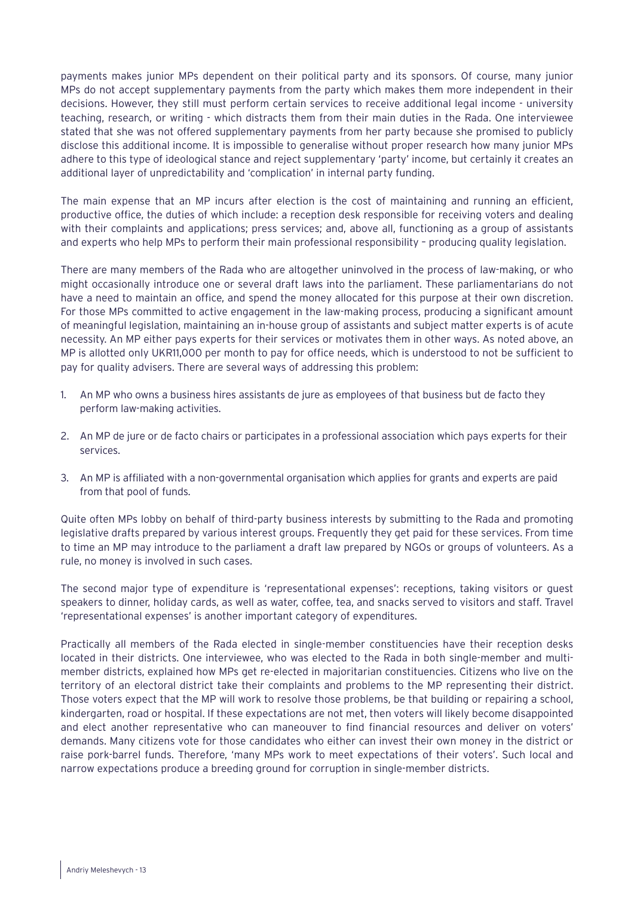payments makes junior MPs dependent on their political party and its sponsors. Of course, many junior MPs do not accept supplementary payments from the party which makes them more independent in their decisions. However, they still must perform certain services to receive additional legal income - university teaching, research, or writing - which distracts them from their main duties in the Rada. One interviewee stated that she was not offered supplementary payments from her party because she promised to publicly disclose this additional income. It is impossible to generalise without proper research how many junior MPs adhere to this type of ideological stance and reject supplementary 'party' income, but certainly it creates an additional layer of unpredictability and 'complication' in internal party funding.

The main expense that an MP incurs after election is the cost of maintaining and running an efficient, productive office, the duties of which include: a reception desk responsible for receiving voters and dealing with their complaints and applications; press services; and, above all, functioning as a group of assistants and experts who help MPs to perform their main professional responsibility – producing quality legislation.

There are many members of the Rada who are altogether uninvolved in the process of law-making, or who might occasionally introduce one or several draft laws into the parliament. These parliamentarians do not have a need to maintain an office, and spend the money allocated for this purpose at their own discretion. For those MPs committed to active engagement in the law-making process, producing a significant amount of meaningful legislation, maintaining an in-house group of assistants and subject matter experts is of acute necessity. An MP either pays experts for their services or motivates them in other ways. As noted above, an MP is allotted only UKR11,000 per month to pay for office needs, which is understood to not be sufficient to pay for quality advisers. There are several ways of addressing this problem:

1. An MP who owns a business hires assistants de jure as employees of that business but de facto they perform law-making activities.
2. An MP de jure or de facto chairs or participates in a professional association which pays experts for their services.
3. An MP is affiliated with a non-governmental organisation which applies for grants and experts are paid from that pool of funds.

Quite often MPs lobby on behalf of third-party business interests by submitting to the Rada and promoting legislative drafts prepared by various interest groups. Frequently they get paid for these services. From time to time an MP may introduce to the parliament a draft law prepared by NGOs or groups of volunteers. As a rule, no money is involved in such cases.

The second major type of expenditure is 'representational expenses': receptions, taking visitors or guest speakers to dinner, holiday cards, as well as water, coffee, tea, and snacks served to visitors and staff. Travel 'representational expenses' is another important category of expenditures.

Practically all members of the Rada elected in single-member constituencies have their reception desks located in their districts. One interviewee, who was elected to the Rada in both single-member and multi-member districts, explained how MPs get re-elected in majoritarian constituencies. Citizens who live on the territory of an electoral district take their complaints and problems to the MP representing their district. Those voters expect that the MP will work to resolve those problems, be that building or repairing a school, kindergarten, road or hospital. If these expectations are not met, then voters will likely become disappointed and elect another representative who can maneouver to find financial resources and deliver on voters' demands. Many citizens vote for those candidates who either can invest their own money in the district or raise pork-barrel funds. Therefore, 'many MPs work to meet expectations of their voters'. Such local and narrow expectations produce a breeding ground for corruption in single-member districts.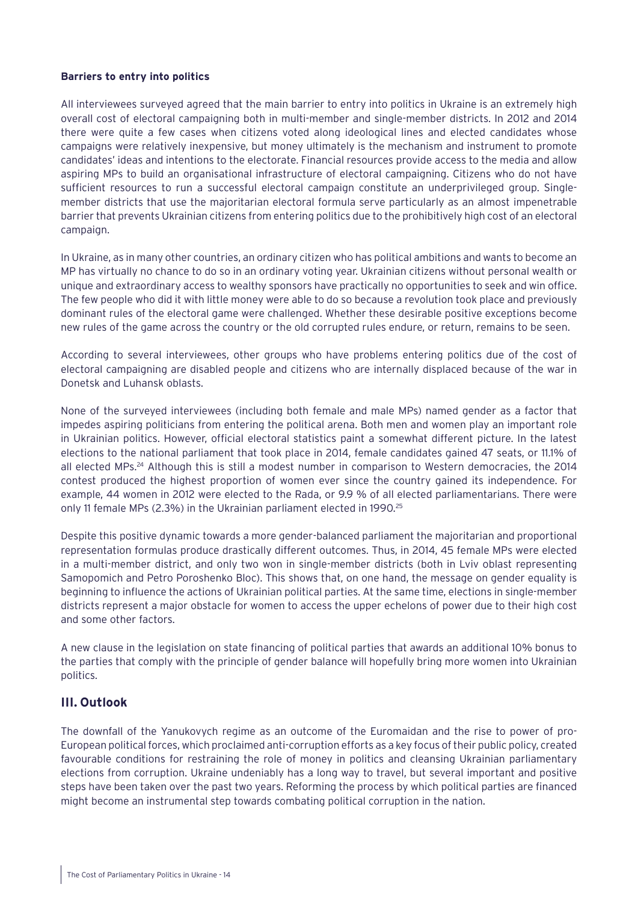**Barriers to entry into politics**

All interviewees surveyed agreed that the main barrier to entry into politics in Ukraine is an extremely high overall cost of electoral campaigning both in multi-member and single-member districts. In 2012 and 2014 there were quite a few cases when citizens voted along ideological lines and elected candidates whose campaigns were relatively inexpensive, but money ultimately is the mechanism and instrument to promote candidates' ideas and intentions to the electorate. Financial resources provide access to the media and allow aspiring MPs to build an organisational infrastructure of electoral campaigning. Citizens who do not have sufficient resources to run a successful electoral campaign constitute an underprivileged group. Single-member districts that use the majoritarian electoral formula serve particularly as an almost impenetrable barrier that prevents Ukrainian citizens from entering politics due to the prohibitively high cost of an electoral campaign.

In Ukraine, as in many other countries, an ordinary citizen who has political ambitions and wants to become an MP has virtually no chance to do so in an ordinary voting year. Ukrainian citizens without personal wealth or unique and extraordinary access to wealthy sponsors have practically no opportunities to seek and win office. The few people who did it with little money were able to do so because a revolution took place and previously dominant rules of the electoral game were challenged. Whether these desirable positive exceptions become new rules of the game across the country or the old corrupted rules endure, or return, remains to be seen.

According to several interviewees, other groups who have problems entering politics due of the cost of electoral campaigning are disabled people and citizens who are internally displaced because of the war in Donetsk and Luhansk oblasts.

None of the surveyed interviewees (including both female and male MPs) named gender as a factor that impedes aspiring politicians from entering the political arena. Both men and women play an important role in Ukrainian politics. However, official electoral statistics paint a somewhat different picture. In the latest elections to the national parliament that took place in 2014, female candidates gained 47 seats, or 11.1% of all elected MPs.[24] Although this is still a modest number in comparison to Western democracies, the 2014 contest produced the highest proportion of women ever since the country gained its independence. For example, 44 women in 2012 were elected to the Rada, or 9.9 % of all elected parliamentarians. There were only 11 female MPs (2.3%) in the Ukrainian parliament elected in 1990.[25]

Despite this positive dynamic towards a more gender-balanced parliament the majoritarian and proportional representation formulas produce drastically different outcomes. Thus, in 2014, 45 female MPs were elected in a multi-member district, and only two won in single-member districts (both in Lviv oblast representing Samopomich and Petro Poroshenko Bloc). This shows that, on one hand, the message on gender equality is beginning to influence the actions of Ukrainian political parties. At the same time, elections in single-member districts represent a major obstacle for women to access the upper echelons of power due to their high cost and some other factors.

A new clause in the legislation on state financing of political parties that awards an additional 10% bonus to the parties that comply with the principle of gender balance will hopefully bring more women into Ukrainian politics.

## III. Outlook

The downfall of the Yanukovych regime as an outcome of the Euromaidan and the rise to power of pro-European political forces, which proclaimed anti-corruption efforts as a key focus of their public policy, created favourable conditions for restraining the role of money in politics and cleansing Ukrainian parliamentary elections from corruption. Ukraine undeniably has a long way to travel, but several important and positive steps have been taken over the past two years. Reforming the process by which political parties are financed might become an instrumental step towards combating political corruption in the nation.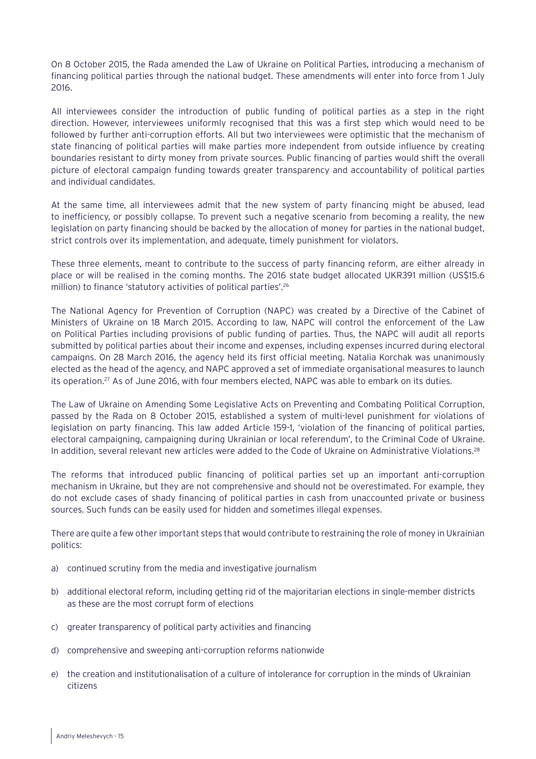On 8 October 2015, the Rada amended the Law of Ukraine on Political Parties, introducing a mechanism of financing political parties through the national budget. These amendments will enter into force from 1 July 2016.

All interviewees consider the introduction of public funding of political parties as a step in the right direction. However, interviewees uniformly recognised that this was a first step which would need to be followed by further anti-corruption efforts. All but two interviewees were optimistic that the mechanism of state financing of political parties will make parties more independent from outside influence by creating boundaries resistant to dirty money from private sources. Public financing of parties would shift the overall picture of electoral campaign funding towards greater transparency and accountability of political parties and individual candidates.

At the same time, all interviewees admit that the new system of party financing might be abused, lead to inefficiency, or possibly collapse. To prevent such a negative scenario from becoming a reality, the new legislation on party financing should be backed by the allocation of money for parties in the national budget, strict controls over its implementation, and adequate, timely punishment for violators.

These three elements, meant to contribute to the success of party financing reform, are either already in place or will be realised in the coming months. The 2016 state budget allocated UKR391 million (US$15.6 million) to finance 'statutory activities of political parties'.[26]

The National Agency for Prevention of Corruption (NAPC) was created by a Directive of the Cabinet of Ministers of Ukraine on 18 March 2015. According to law, NAPC will control the enforcement of the Law on Political Parties including provisions of public funding of parties. Thus, the NAPC will audit all reports submitted by political parties about their income and expenses, including expenses incurred during electoral campaigns. On 28 March 2016, the agency held its first official meeting. Natalia Korchak was unanimously elected as the head of the agency, and NAPC approved a set of immediate organisational measures to launch its operation.[27] As of June 2016, with four members elected, NAPC was able to embark on its duties.

The Law of Ukraine on Amending Some Legislative Acts on Preventing and Combating Political Corruption, passed by the Rada on 8 October 2015, established a system of multi-level punishment for violations of legislation on party financing. This law added Article 159-1, 'violation of the financing of political parties, electoral campaigning, campaigning during Ukrainian or local referendum', to the Criminal Code of Ukraine. In addition, several relevant new articles were added to the Code of Ukraine on Administrative Violations.[28]

The reforms that introduced public financing of political parties set up an important anti-corruption mechanism in Ukraine, but they are not comprehensive and should not be overestimated. For example, they do not exclude cases of shady financing of political parties in cash from unaccounted private or business sources. Such funds can be easily used for hidden and sometimes illegal expenses.

There are quite a few other important steps that would contribute to restraining the role of money in Ukrainian politics:

a) continued scrutiny from the media and investigative journalism

b) additional electoral reform, including getting rid of the majoritarian elections in single-member districts as these are the most corrupt form of elections

c) greater transparency of political party activities and financing

d) comprehensive and sweeping anti-corruption reforms nationwide

e) the creation and institutionalisation of a culture of intolerance for corruption in the minds of Ukrainian citizens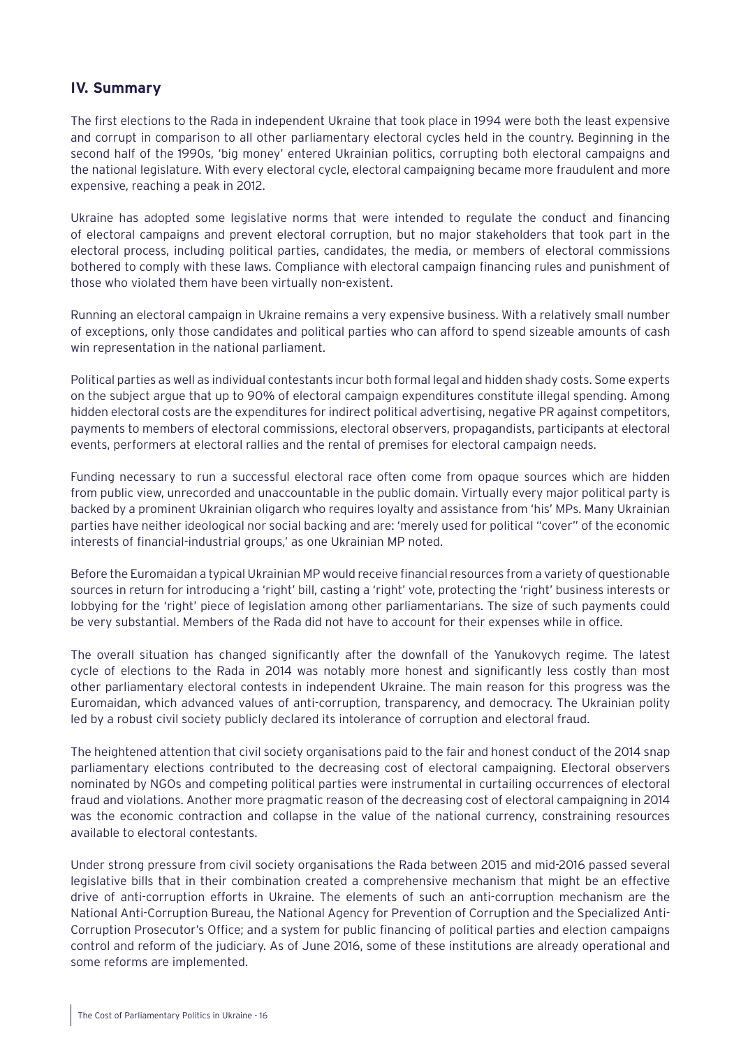## IV. Summary

The first elections to the Rada in independent Ukraine that took place in 1994 were both the least expensive and corrupt in comparison to all other parliamentary electoral cycles held in the country. Beginning in the second half of the 1990s, 'big money' entered Ukrainian politics, corrupting both electoral campaigns and the national legislature. With every electoral cycle, electoral campaigning became more fraudulent and more expensive, reaching a peak in 2012.

Ukraine has adopted some legislative norms that were intended to regulate the conduct and financing of electoral campaigns and prevent electoral corruption, but no major stakeholders that took part in the electoral process, including political parties, candidates, the media, or members of electoral commissions bothered to comply with these laws. Compliance with electoral campaign financing rules and punishment of those who violated them have been virtually non-existent.

Running an electoral campaign in Ukraine remains a very expensive business. With a relatively small number of exceptions, only those candidates and political parties who can afford to spend sizeable amounts of cash win representation in the national parliament.

Political parties as well as individual contestants incur both formal legal and hidden shady costs. Some experts on the subject argue that up to 90% of electoral campaign expenditures constitute illegal spending. Among hidden electoral costs are the expenditures for indirect political advertising, negative PR against competitors, payments to members of electoral commissions, electoral observers, propagandists, participants at electoral events, performers at electoral rallies and the rental of premises for electoral campaign needs.

Funding necessary to run a successful electoral race often come from opaque sources which are hidden from public view, unrecorded and unaccountable in the public domain. Virtually every major political party is backed by a prominent Ukrainian oligarch who requires loyalty and assistance from 'his' MPs. Many Ukrainian parties have neither ideological nor social backing and are: 'merely used for political "cover" of the economic interests of financial-industrial groups,' as one Ukrainian MP noted.

Before the Euromaidan a typical Ukrainian MP would receive financial resources from a variety of questionable sources in return for introducing a 'right' bill, casting a 'right' vote, protecting the 'right' business interests or lobbying for the 'right' piece of legislation among other parliamentarians. The size of such payments could be very substantial. Members of the Rada did not have to account for their expenses while in office.

The overall situation has changed significantly after the downfall of the Yanukovych regime. The latest cycle of elections to the Rada in 2014 was notably more honest and significantly less costly than most other parliamentary electoral contests in independent Ukraine. The main reason for this progress was the Euromaidan, which advanced values of anti-corruption, transparency, and democracy. The Ukrainian polity led by a robust civil society publicly declared its intolerance of corruption and electoral fraud.

The heightened attention that civil society organisations paid to the fair and honest conduct of the 2014 snap parliamentary elections contributed to the decreasing cost of electoral campaigning. Electoral observers nominated by NGOs and competing political parties were instrumental in curtailing occurrences of electoral fraud and violations. Another more pragmatic reason of the decreasing cost of electoral campaigning in 2014 was the economic contraction and collapse in the value of the national currency, constraining resources available to electoral contestants.

Under strong pressure from civil society organisations the Rada between 2015 and mid-2016 passed several legislative bills that in their combination created a comprehensive mechanism that might be an effective drive of anti-corruption efforts in Ukraine. The elements of such an anti-corruption mechanism are the National Anti-Corruption Bureau, the National Agency for Prevention of Corruption and the Specialized Anti-Corruption Prosecutor's Office; and a system for public financing of political parties and election campaigns control and reform of the judiciary. As of June 2016, some of these institutions are already operational and some reforms are implemented.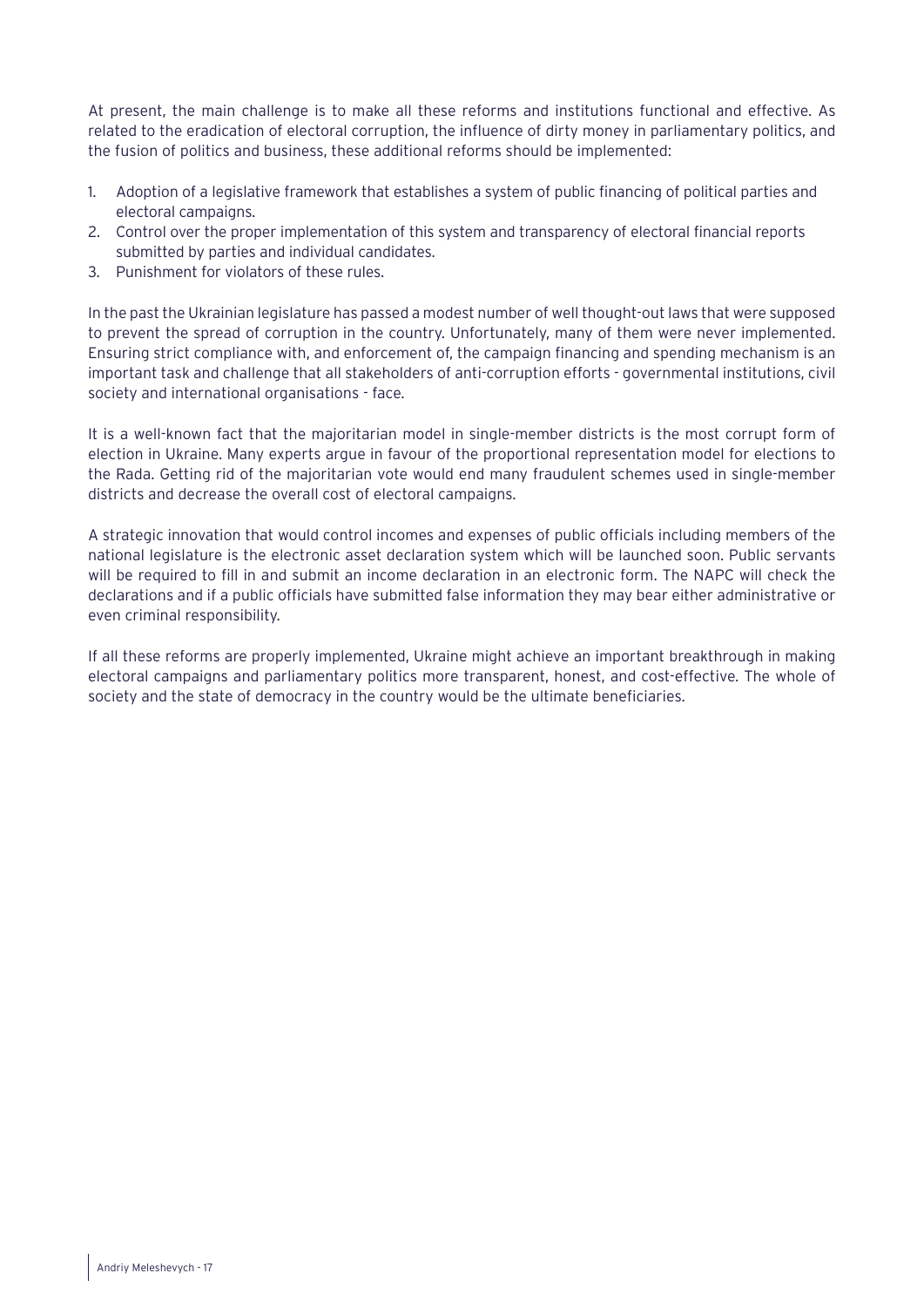At present, the main challenge is to make all these reforms and institutions functional and effective. As related to the eradication of electoral corruption, the influence of dirty money in parliamentary politics, and the fusion of politics and business, these additional reforms should be implemented:

1. Adoption of a legislative framework that establishes a system of public financing of political parties and electoral campaigns.
2. Control over the proper implementation of this system and transparency of electoral financial reports submitted by parties and individual candidates.
3. Punishment for violators of these rules.

In the past the Ukrainian legislature has passed a modest number of well thought-out laws that were supposed to prevent the spread of corruption in the country. Unfortunately, many of them were never implemented. Ensuring strict compliance with, and enforcement of, the campaign financing and spending mechanism is an important task and challenge that all stakeholders of anti-corruption efforts - governmental institutions, civil society and international organisations - face.

It is a well-known fact that the majoritarian model in single-member districts is the most corrupt form of election in Ukraine. Many experts argue in favour of the proportional representation model for elections to the Rada. Getting rid of the majoritarian vote would end many fraudulent schemes used in single-member districts and decrease the overall cost of electoral campaigns.

A strategic innovation that would control incomes and expenses of public officials including members of the national legislature is the electronic asset declaration system which will be launched soon. Public servants will be required to fill in and submit an income declaration in an electronic form. The NAPC will check the declarations and if a public officials have submitted false information they may bear either administrative or even criminal responsibility.

If all these reforms are properly implemented, Ukraine might achieve an important breakthrough in making electoral campaigns and parliamentary politics more transparent, honest, and cost-effective. The whole of society and the state of democracy in the country would be the ultimate beneficiaries.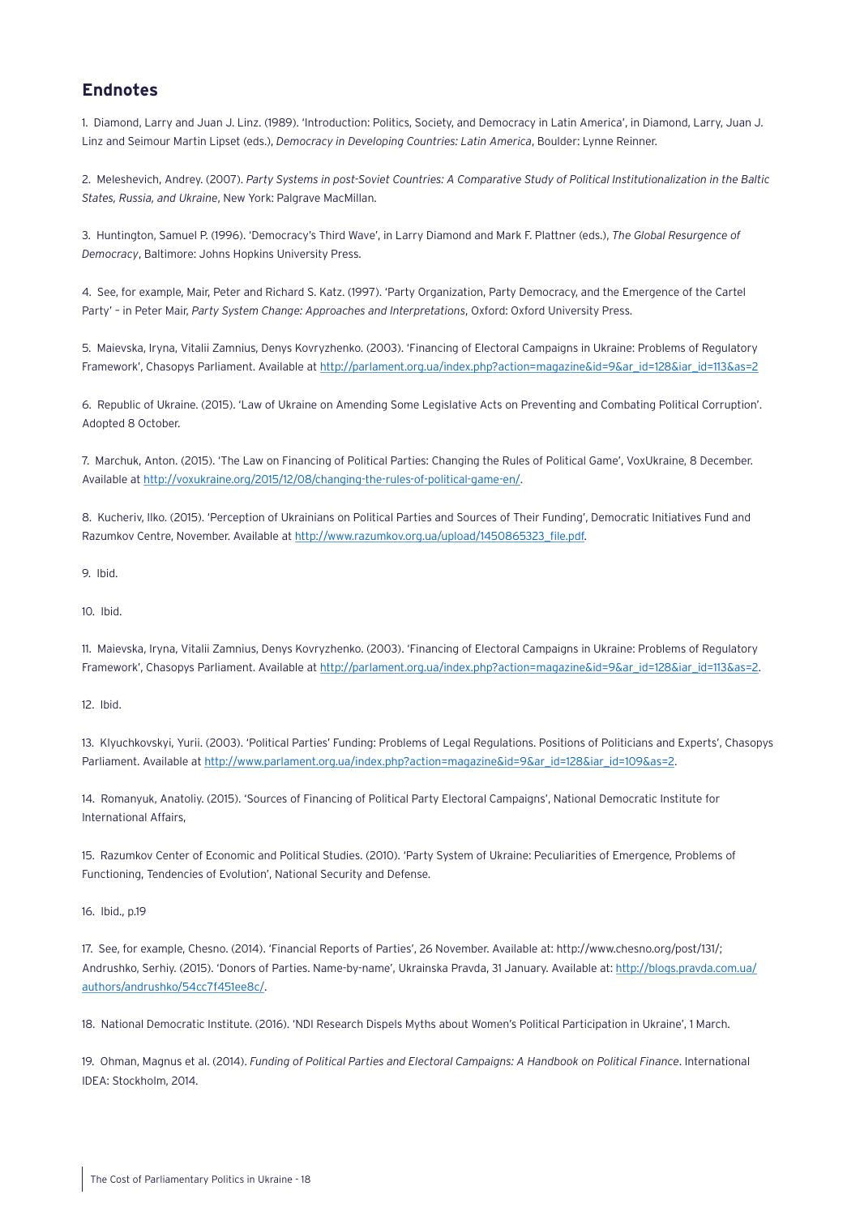## Endnotes

1. Diamond, Larry and Juan J. Linz. (1989). 'Introduction: Politics, Society, and Democracy in Latin America', in Diamond, Larry, Juan J. Linz and Seimour Martin Lipset (eds.), *Democracy in Developing Countries: Latin America*, Boulder: Lynne Reinner.

2. Meleshevich, Andrey. (2007). *Party Systems in post-Soviet Countries: A Comparative Study of Political Institutionalization in the Baltic States, Russia, and Ukraine*, New York: Palgrave MacMillan.

3. Huntington, Samuel P. (1996). 'Democracy's Third Wave', in Larry Diamond and Mark F. Plattner (eds.), *The Global Resurgence of Democracy*, Baltimore: Johns Hopkins University Press.

4. See, for example, Mair, Peter and Richard S. Katz. (1997). 'Party Organization, Party Democracy, and the Emergence of the Cartel Party' – in Peter Mair, *Party System Change: Approaches and Interpretations*, Oxford: Oxford University Press.

5. Maievska, Iryna, Vitalii Zamnius, Denys Kovryzhenko. (2003). 'Financing of Electoral Campaigns in Ukraine: Problems of Regulatory Framework', Chasopys Parliament. Available at http://parlament.org.ua/index.php?action=magazine&id=9&ar_id=128&iar_id=113&as=2

6. Republic of Ukraine. (2015). 'Law of Ukraine on Amending Some Legislative Acts on Preventing and Combating Political Corruption'. Adopted 8 October.

7. Marchuk, Anton. (2015). 'The Law on Financing of Political Parties: Changing the Rules of Political Game', VoxUkraine, 8 December. Available at http://voxukraine.org/2015/12/08/changing-the-rules-of-political-game-en/.

8. Kucheriv, Ilko. (2015). 'Perception of Ukrainians on Political Parties and Sources of Their Funding', Democratic Initiatives Fund and Razumkov Centre, November. Available at http://www.razumkov.org.ua/upload/1450865323_file.pdf.

9. Ibid.

10. Ibid.

11. Maievska, Iryna, Vitalii Zamnius, Denys Kovryzhenko. (2003). 'Financing of Electoral Campaigns in Ukraine: Problems of Regulatory Framework', Chasopys Parliament. Available at http://parlament.org.ua/index.php?action=magazine&id=9&ar_id=128&iar_id=113&as=2.

12. Ibid.

13. Klyuchkovskyi, Yurii. (2003). 'Political Parties' Funding: Problems of Legal Regulations. Positions of Politicians and Experts', Chasopys Parliament. Available at http://www.parlament.org.ua/index.php?action=magazine&id=9&ar_id=128&iar_id=109&as=2.

14. Romanyuk, Anatoliy. (2015). 'Sources of Financing of Political Party Electoral Campaigns', National Democratic Institute for International Affairs,

15. Razumkov Center of Economic and Political Studies. (2010). 'Party System of Ukraine: Peculiarities of Emergence, Problems of Functioning, Tendencies of Evolution', National Security and Defense.

16. Ibid., p.19

17. See, for example, Chesno. (2014). 'Financial Reports of Parties', 26 November. Available at: http://www.chesno.org/post/131/; Andrushko, Serhiy. (2015). 'Donors of Parties. Name-by-name', Ukrainska Pravda, 31 January. Available at: http://blogs.pravda.com.ua/authors/andrushko/54cc7f451ee8c/.

18. National Democratic Institute. (2016). 'NDI Research Dispels Myths about Women's Political Participation in Ukraine', 1 March.

19. Ohman, Magnus et al. (2014). *Funding of Political Parties and Electoral Campaigns: A Handbook on Political Finance*. International IDEA: Stockholm, 2014.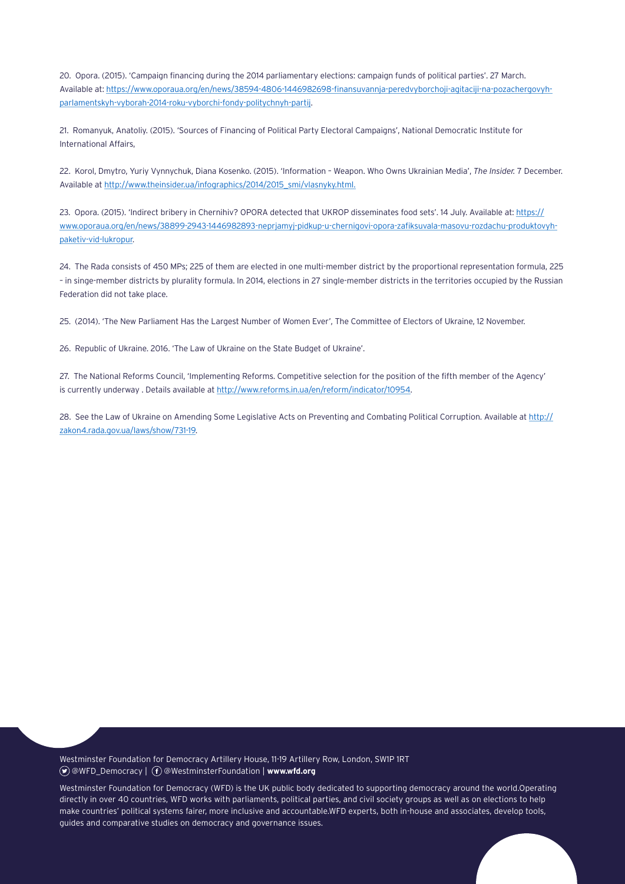20. Opora. (2015). 'Campaign financing during the 2014 parliamentary elections: campaign funds of political parties'. 27 March. Available at: https://www.oporaua.org/en/news/38594-4806-1446982698-finansuvannja-peredvyborchoji-agitaciji-na-pozachergovyh-parlamentskyh-vyborah-2014-roku-vyborchi-fondy-politychnyh-partij.

21. Romanyuk, Anatoliy. (2015). 'Sources of Financing of Political Party Electoral Campaigns', National Democratic Institute for International Affairs,

22. Korol, Dmytro, Yuriy Vynnychuk, Diana Kosenko. (2015). 'Information – Weapon. Who Owns Ukrainian Media', *The Insider.* 7 December. Available at http://www.theinsider.ua/infographics/2014/2015_smi/vlasnyky.html.

23. Opora. (2015). 'Indirect bribery in Chernihiv? OPORA detected that UKROP disseminates food sets'. 14 July. Available at: https://www.oporaua.org/en/news/38899-2943-1446982893-neprjamyj-pidkup-u-chernigovi-opora-zafiksuvala-masovu-rozdachu-produktovyh-paketiv-vid-lukropur.

24. The Rada consists of 450 MPs; 225 of them are elected in one multi-member district by the proportional representation formula, 225 – in singe-member districts by plurality formula. In 2014, elections in 27 single-member districts in the territories occupied by the Russian Federation did not take place.

25. (2014). 'The New Parliament Has the Largest Number of Women Ever', The Committee of Electors of Ukraine, 12 November.

26. Republic of Ukraine. 2016. 'The Law of Ukraine on the State Budget of Ukraine'.

27. The National Reforms Council, 'Implementing Reforms. Competitive selection for the position of the fifth member of the Agency' is currently underway . Details available at http://www.reforms.in.ua/en/reform/indicator/10954.

28. See the Law of Ukraine on Amending Some Legislative Acts on Preventing and Combating Political Corruption. Available at http://zakon4.rada.gov.ua/laws/show/731-19.

Westminster Foundation for Democracy Artillery House, 11-19 Artillery Row, London, SW1P 1RT
@WFD_Democracy | @WestminsterFoundation | **www.wfd.org**

Westminster Foundation for Democracy (WFD) is the UK public body dedicated to supporting democracy around the world.Operating directly in over 40 countries, WFD works with parliaments, political parties, and civil society groups as well as on elections to help make countries' political systems fairer, more inclusive and accountable.WFD experts, both in-house and associates, develop tools, guides and comparative studies on democracy and governance issues.